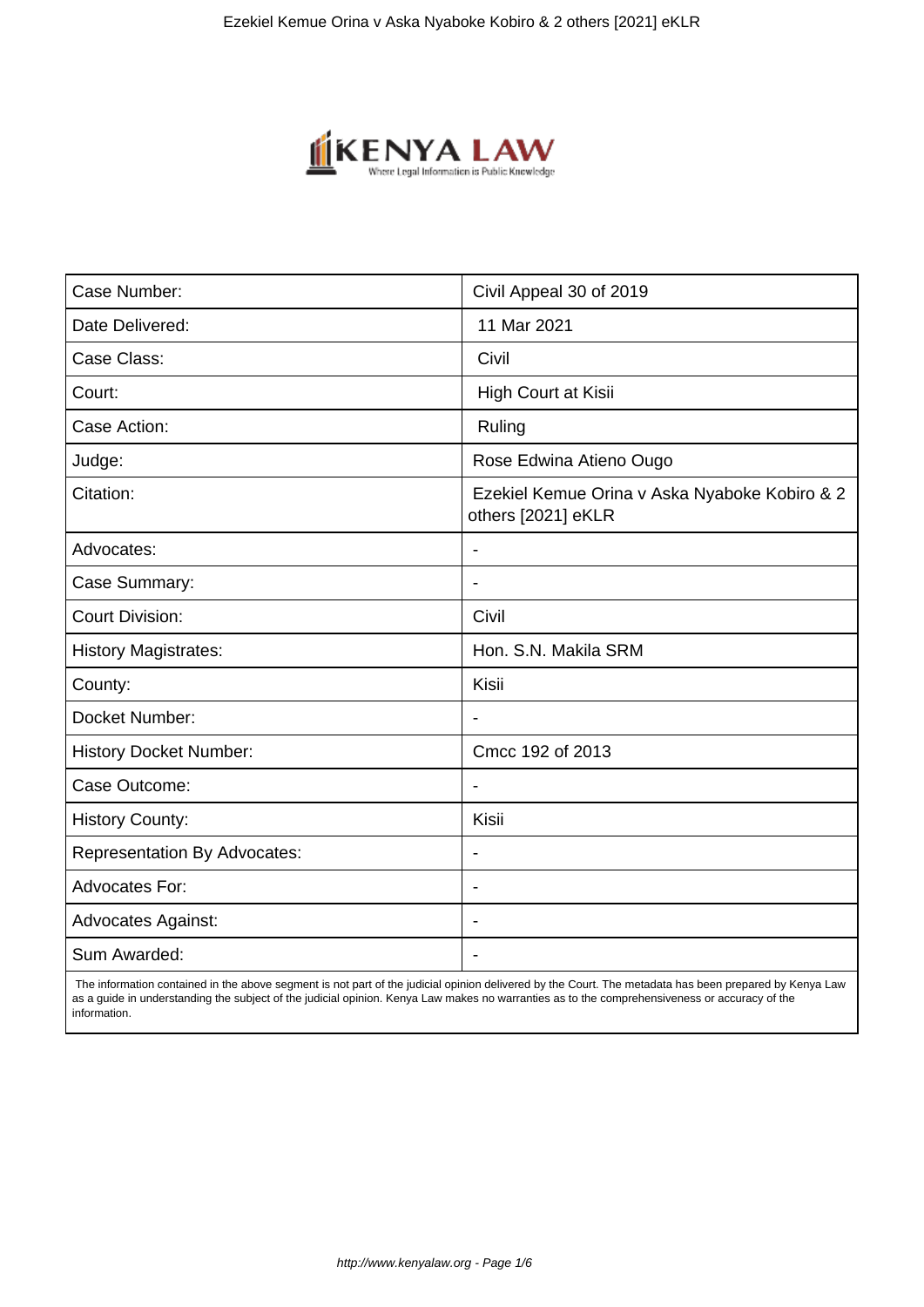| Case Number: | Civil Appeal 30 of 2019 |
| --- | --- |
| Date Delivered: | 11 Mar 2021 |
| Case Class: | Civil |
| Court: | High Court at Kisii |
| Case Action: | Ruling |
| Judge: | Rose Edwina Atieno Ougo |
| Citation: | Ezekiel Kemue Orina v Aska Nyaboke Kobiro & 2 others [2021] eKLR |
| Advocates: | - |
| Case Summary: | - |
| Court Division: | Civil |
| History Magistrates: | Hon. S.N. Makila SRM |
| County: | Kisii |
| Docket Number: | - |
| History Docket Number: | Cmcc 192 of 2013 |
| Case Outcome: | - |
| History County: | Kisii |
| Representation By Advocates: | - |
| Advocates For: | - |
| Advocates Against: | - |
| Sum Awarded: | - |

The information contained in the above segment is not part of the judicial opinion delivered by the Court. The metadata has been prepared by Kenya Law as a guide in understanding the subject of the judicial opinion. Kenya Law makes no warranties as to the comprehensiveness or accuracy of the information.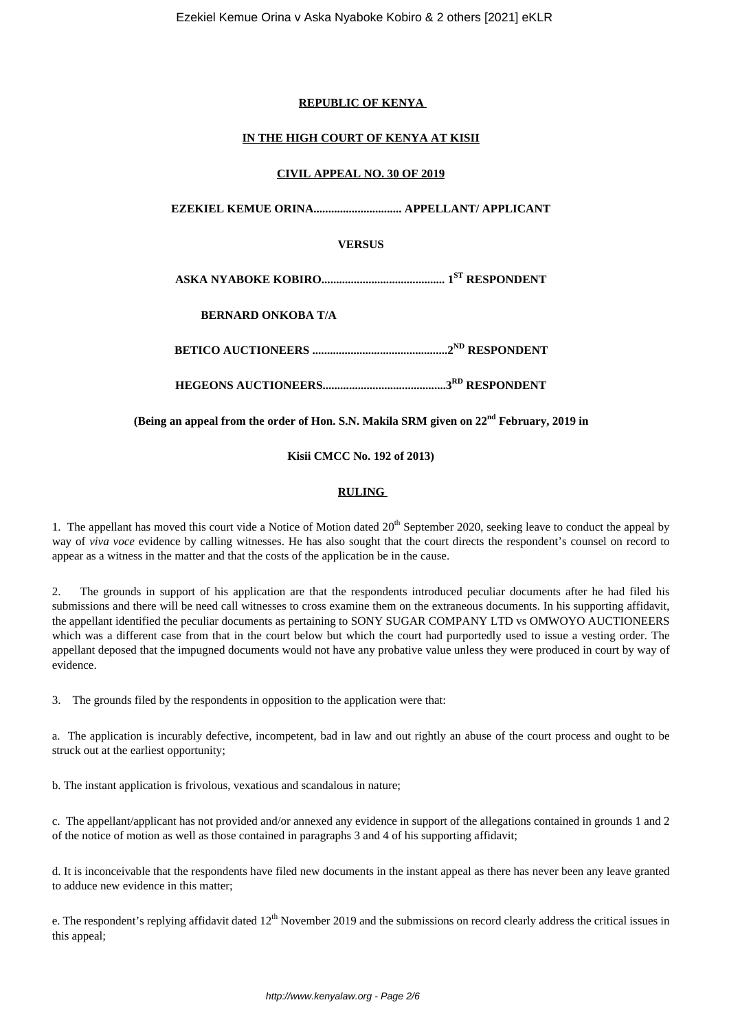**REPUBLIC OF KENYA**

**IN THE HIGH COURT OF KENYA AT KISII**

**CIVIL APPEAL NO. 30 OF 2019**

**EZEKIEL KEMUE ORINA.............................. APPELLANT/ APPLICANT**

**VERSUS**

**ASKA NYABOKE KOBIRO......................................... 1ST RESPONDENT**

**BERNARD ONKOBA T/A**

**BETICO AUCTIONEERS .............................................2ND RESPONDENT**

**HEGEONS AUCTIONEERS..........................................3RD RESPONDENT**

**(Being an appeal from the order of Hon. S.N. Makila SRM given on 22nd February, 2019 in**

**Kisii CMCC No. 192 of 2013)**

**RULING**

1. The appellant has moved this court vide a Notice of Motion dated 20th September 2020, seeking leave to conduct the appeal by way of *viva voce* evidence by calling witnesses. He has also sought that the court directs the respondent's counsel on record to appear as a witness in the matter and that the costs of the application be in the cause.

2. The grounds in support of his application are that the respondents introduced peculiar documents after he had filed his submissions and there will be need call witnesses to cross examine them on the extraneous documents. In his supporting affidavit, the appellant identified the peculiar documents as pertaining to SONY SUGAR COMPANY LTD vs OMWOYO AUCTIONEERS which was a different case from that in the court below but which the court had purportedly used to issue a vesting order. The appellant deposed that the impugned documents would not have any probative value unless they were produced in court by way of evidence.

3. The grounds filed by the respondents in opposition to the application were that:

a. The application is incurably defective, incompetent, bad in law and out rightly an abuse of the court process and ought to be struck out at the earliest opportunity;

b. The instant application is frivolous, vexatious and scandalous in nature;

c. The appellant/applicant has not provided and/or annexed any evidence in support of the allegations contained in grounds 1 and 2 of the notice of motion as well as those contained in paragraphs 3 and 4 of his supporting affidavit;

d. It is inconceivable that the respondents have filed new documents in the instant appeal as there has never been any leave granted to adduce new evidence in this matter;

e. The respondent's replying affidavit dated 12th November 2019 and the submissions on record clearly address the critical issues in this appeal;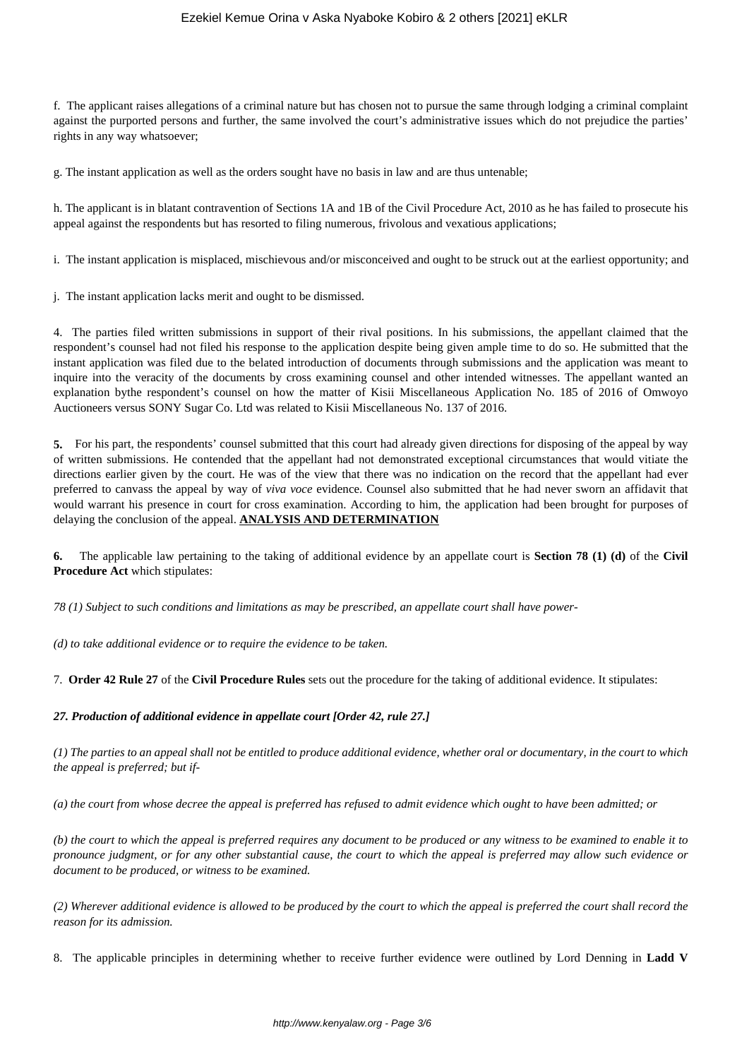f. The applicant raises allegations of a criminal nature but has chosen not to pursue the same through lodging a criminal complaint against the purported persons and further, the same involved the court's administrative issues which do not prejudice the parties' rights in any way whatsoever;

g. The instant application as well as the orders sought have no basis in law and are thus untenable;

h. The applicant is in blatant contravention of Sections 1A and 1B of the Civil Procedure Act, 2010 as he has failed to prosecute his appeal against the respondents but has resorted to filing numerous, frivolous and vexatious applications;

i. The instant application is misplaced, mischievous and/or misconceived and ought to be struck out at the earliest opportunity; and

j. The instant application lacks merit and ought to be dismissed.

4. The parties filed written submissions in support of their rival positions. In his submissions, the appellant claimed that the respondent's counsel had not filed his response to the application despite being given ample time to do so. He submitted that the instant application was filed due to the belated introduction of documents through submissions and the application was meant to inquire into the veracity of the documents by cross examining counsel and other intended witnesses. The appellant wanted an explanation bythe respondent's counsel on how the matter of Kisii Miscellaneous Application No. 185 of 2016 of Omwoyo Auctioneers versus SONY Sugar Co. Ltd was related to Kisii Miscellaneous No. 137 of 2016.

**5.** For his part, the respondents' counsel submitted that this court had already given directions for disposing of the appeal by way of written submissions. He contended that the appellant had not demonstrated exceptional circumstances that would vitiate the directions earlier given by the court. He was of the view that there was no indication on the record that the appellant had ever preferred to canvass the appeal by way of *viva voce* evidence. Counsel also submitted that he had never sworn an affidavit that would warrant his presence in court for cross examination. According to him, the application had been brought for purposes of delaying the conclusion of the appeal. **ANALYSIS AND DETERMINATION**

**6.** The applicable law pertaining to the taking of additional evidence by an appellate court is **Section 78 (1) (d)** of the **Civil Procedure Act** which stipulates:

*78 (1) Subject to such conditions and limitations as may be prescribed, an appellate court shall have power-*

*(d) to take additional evidence or to require the evidence to be taken.*

7. **Order 42 Rule 27** of the **Civil Procedure Rules** sets out the procedure for the taking of additional evidence. It stipulates:

***27. Production of additional evidence in appellate court [Order 42, rule 27.]***

*(1) The parties to an appeal shall not be entitled to produce additional evidence, whether oral or documentary, in the court to which the appeal is preferred; but if-*

*(a) the court from whose decree the appeal is preferred has refused to admit evidence which ought to have been admitted; or*

*(b) the court to which the appeal is preferred requires any document to be produced or any witness to be examined to enable it to pronounce judgment, or for any other substantial cause, the court to which the appeal is preferred may allow such evidence or document to be produced, or witness to be examined.*

*(2) Wherever additional evidence is allowed to be produced by the court to which the appeal is preferred the court shall record the reason for its admission.*

8. The applicable principles in determining whether to receive further evidence were outlined by Lord Denning in **Ladd V**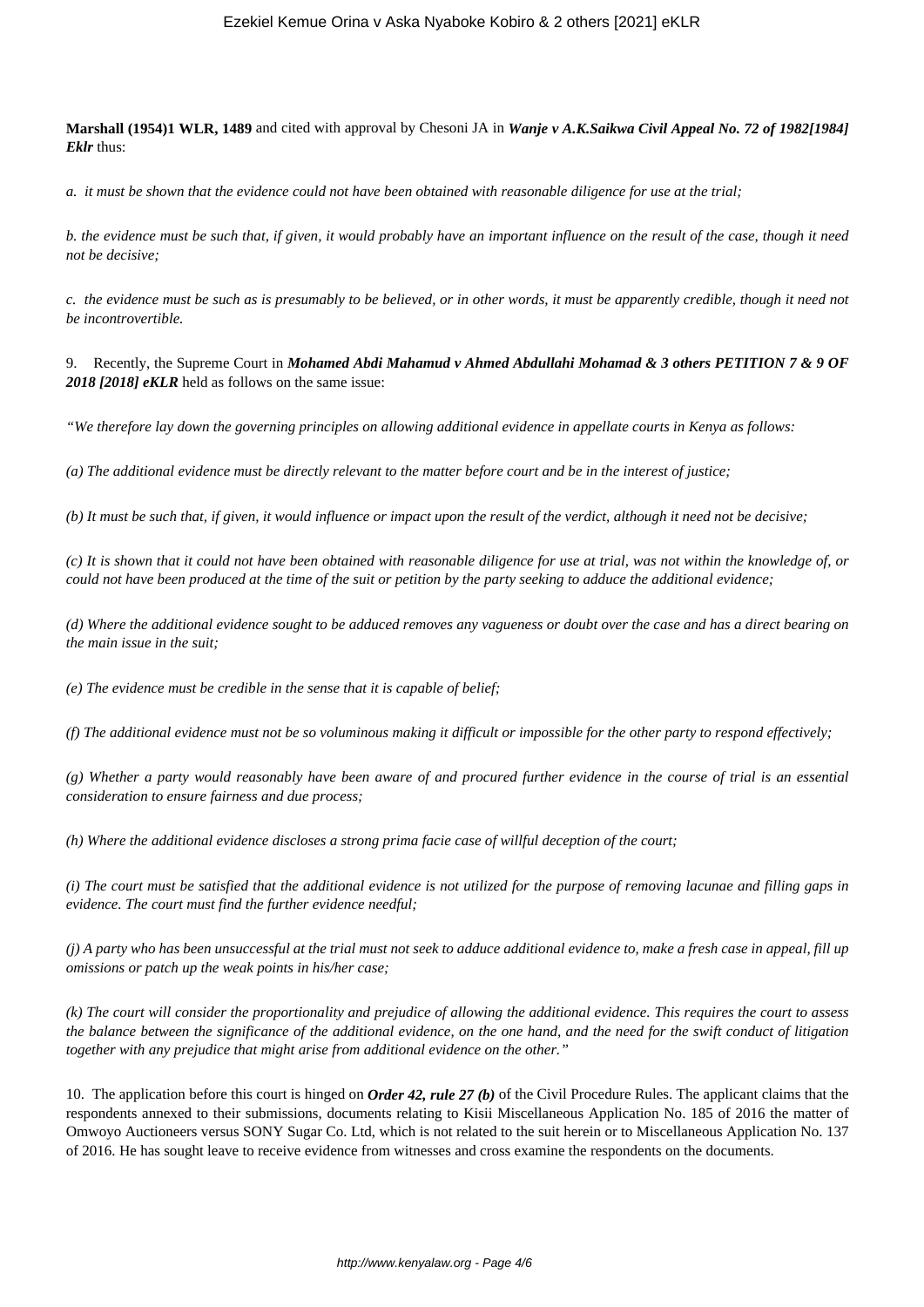**Marshall (1954)1 WLR, 1489** and cited with approval by Chesoni JA in ***Wanje v A.K.Saikwa Civil Appeal No. 72 of 1982[1984] Eklr*** thus:

*a. it must be shown that the evidence could not have been obtained with reasonable diligence for use at the trial;*

*b. the evidence must be such that, if given, it would probably have an important influence on the result of the case, though it need not be decisive;*

*c. the evidence must be such as is presumably to be believed, or in other words, it must be apparently credible, though it need not be incontrovertible.*

9. Recently, the Supreme Court in ***Mohamed Abdi Mahamud v Ahmed Abdullahi Mohamad & 3 others PETITION 7 & 9 OF 2018 [2018] eKLR*** held as follows on the same issue:

*"We therefore lay down the governing principles on allowing additional evidence in appellate courts in Kenya as follows:*

*(a) The additional evidence must be directly relevant to the matter before court and be in the interest of justice;*

*(b) It must be such that, if given, it would influence or impact upon the result of the verdict, although it need not be decisive;*

*(c) It is shown that it could not have been obtained with reasonable diligence for use at trial, was not within the knowledge of, or could not have been produced at the time of the suit or petition by the party seeking to adduce the additional evidence;*

*(d) Where the additional evidence sought to be adduced removes any vagueness or doubt over the case and has a direct bearing on the main issue in the suit;*

*(e) The evidence must be credible in the sense that it is capable of belief;*

*(f) The additional evidence must not be so voluminous making it difficult or impossible for the other party to respond effectively;*

*(g) Whether a party would reasonably have been aware of and procured further evidence in the course of trial is an essential consideration to ensure fairness and due process;*

*(h) Where the additional evidence discloses a strong prima facie case of willful deception of the court;*

*(i) The court must be satisfied that the additional evidence is not utilized for the purpose of removing lacunae and filling gaps in evidence. The court must find the further evidence needful;*

*(j) A party who has been unsuccessful at the trial must not seek to adduce additional evidence to, make a fresh case in appeal, fill up omissions or patch up the weak points in his/her case;*

*(k) The court will consider the proportionality and prejudice of allowing the additional evidence. This requires the court to assess the balance between the significance of the additional evidence, on the one hand, and the need for the swift conduct of litigation together with any prejudice that might arise from additional evidence on the other."*

10. The application before this court is hinged on ***Order 42, rule 27 (b)*** of the Civil Procedure Rules. The applicant claims that the respondents annexed to their submissions, documents relating to Kisii Miscellaneous Application No. 185 of 2016 the matter of Omwoyo Auctioneers versus SONY Sugar Co. Ltd, which is not related to the suit herein or to Miscellaneous Application No. 137 of 2016. He has sought leave to receive evidence from witnesses and cross examine the respondents on the documents.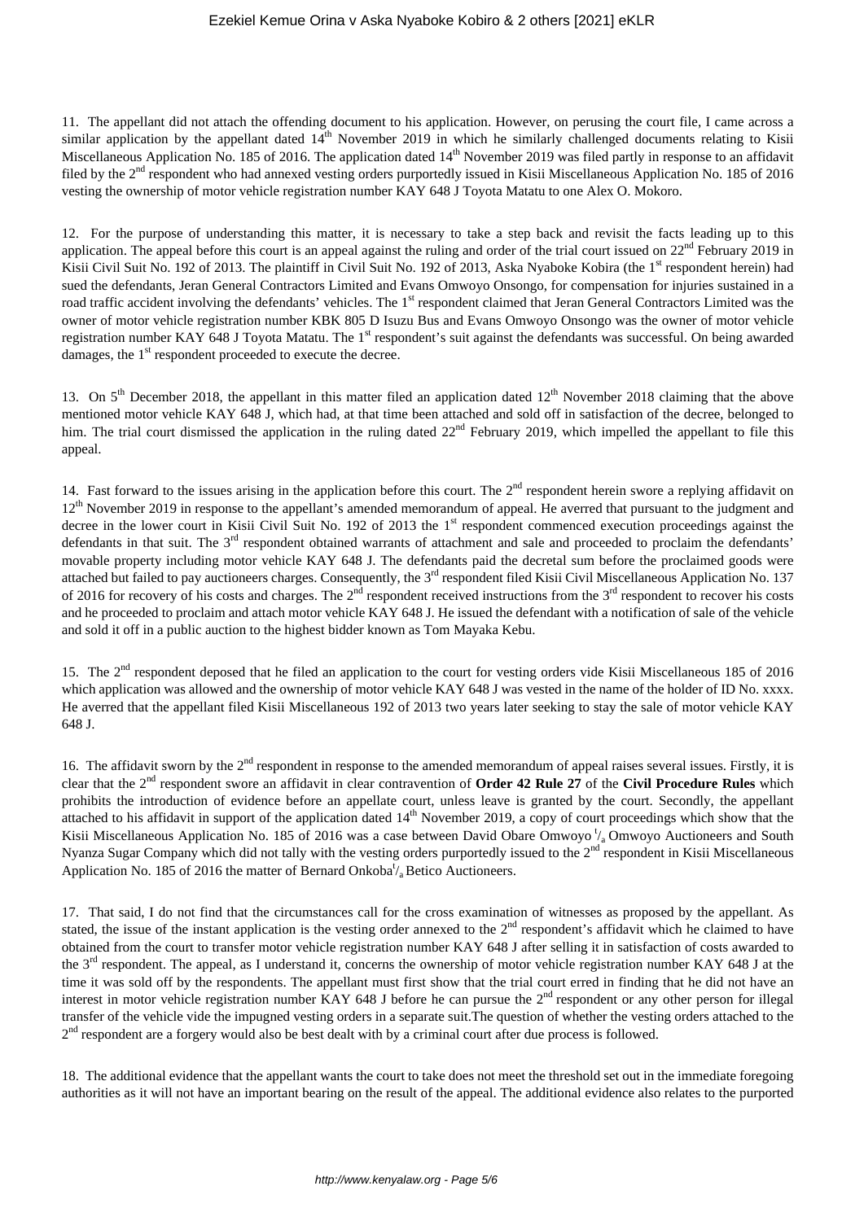11. The appellant did not attach the offending document to his application. However, on perusing the court file, I came across a similar application by the appellant dated 14th November 2019 in which he similarly challenged documents relating to Kisii Miscellaneous Application No. 185 of 2016. The application dated 14th November 2019 was filed partly in response to an affidavit filed by the 2nd respondent who had annexed vesting orders purportedly issued in Kisii Miscellaneous Application No. 185 of 2016 vesting the ownership of motor vehicle registration number KAY 648 J Toyota Matatu to one Alex O. Mokoro.

12. For the purpose of understanding this matter, it is necessary to take a step back and revisit the facts leading up to this application. The appeal before this court is an appeal against the ruling and order of the trial court issued on 22nd February 2019 in Kisii Civil Suit No. 192 of 2013. The plaintiff in Civil Suit No. 192 of 2013, Aska Nyaboke Kobira (the 1st respondent herein) had sued the defendants, Jeran General Contractors Limited and Evans Omwoyo Onsongo, for compensation for injuries sustained in a road traffic accident involving the defendants' vehicles. The 1st respondent claimed that Jeran General Contractors Limited was the owner of motor vehicle registration number KBK 805 D Isuzu Bus and Evans Omwoyo Onsongo was the owner of motor vehicle registration number KAY 648 J Toyota Matatu. The 1st respondent's suit against the defendants was successful. On being awarded damages, the 1st respondent proceeded to execute the decree.

13. On 5th December 2018, the appellant in this matter filed an application dated 12th November 2018 claiming that the above mentioned motor vehicle KAY 648 J, which had, at that time been attached and sold off in satisfaction of the decree, belonged to him. The trial court dismissed the application in the ruling dated 22nd February 2019, which impelled the appellant to file this appeal.

14. Fast forward to the issues arising in the application before this court. The 2nd respondent herein swore a replying affidavit on 12th November 2019 in response to the appellant's amended memorandum of appeal. He averred that pursuant to the judgment and decree in the lower court in Kisii Civil Suit No. 192 of 2013 the 1st respondent commenced execution proceedings against the defendants in that suit. The 3rd respondent obtained warrants of attachment and sale and proceeded to proclaim the defendants' movable property including motor vehicle KAY 648 J. The defendants paid the decretal sum before the proclaimed goods were attached but failed to pay auctioneers charges. Consequently, the 3rd respondent filed Kisii Civil Miscellaneous Application No. 137 of 2016 for recovery of his costs and charges. The 2nd respondent received instructions from the 3rd respondent to recover his costs and he proceeded to proclaim and attach motor vehicle KAY 648 J. He issued the defendant with a notification of sale of the vehicle and sold it off in a public auction to the highest bidder known as Tom Mayaka Kebu.

15. The 2nd respondent deposed that he filed an application to the court for vesting orders vide Kisii Miscellaneous 185 of 2016 which application was allowed and the ownership of motor vehicle KAY 648 J was vested in the name of the holder of ID No. xxxx. He averred that the appellant filed Kisii Miscellaneous 192 of 2013 two years later seeking to stay the sale of motor vehicle KAY 648 J.

16. The affidavit sworn by the 2nd respondent in response to the amended memorandum of appeal raises several issues. Firstly, it is clear that the 2nd respondent swore an affidavit in clear contravention of **Order 42 Rule 27** of the **Civil Procedure Rules** which prohibits the introduction of evidence before an appellate court, unless leave is granted by the court. Secondly, the appellant attached to his affidavit in support of the application dated 14th November 2019, a copy of court proceedings which show that the Kisii Miscellaneous Application No. 185 of 2016 was a case between David Obare Omwoyo t/a Omwoyo Auctioneers and South Nyanza Sugar Company which did not tally with the vesting orders purportedly issued to the 2nd respondent in Kisii Miscellaneous Application No. 185 of 2016 the matter of Bernard Onkoba t/a Betico Auctioneers.

17. That said, I do not find that the circumstances call for the cross examination of witnesses as proposed by the appellant. As stated, the issue of the instant application is the vesting order annexed to the 2nd respondent's affidavit which he claimed to have obtained from the court to transfer motor vehicle registration number KAY 648 J after selling it in satisfaction of costs awarded to the 3rd respondent. The appeal, as I understand it, concerns the ownership of motor vehicle registration number KAY 648 J at the time it was sold off by the respondents. The appellant must first show that the trial court erred in finding that he did not have an interest in motor vehicle registration number KAY 648 J before he can pursue the 2nd respondent or any other person for illegal transfer of the vehicle vide the impugned vesting orders in a separate suit.The question of whether the vesting orders attached to the 2nd respondent are a forgery would also be best dealt with by a criminal court after due process is followed.

18. The additional evidence that the appellant wants the court to take does not meet the threshold set out in the immediate foregoing authorities as it will not have an important bearing on the result of the appeal. The additional evidence also relates to the purported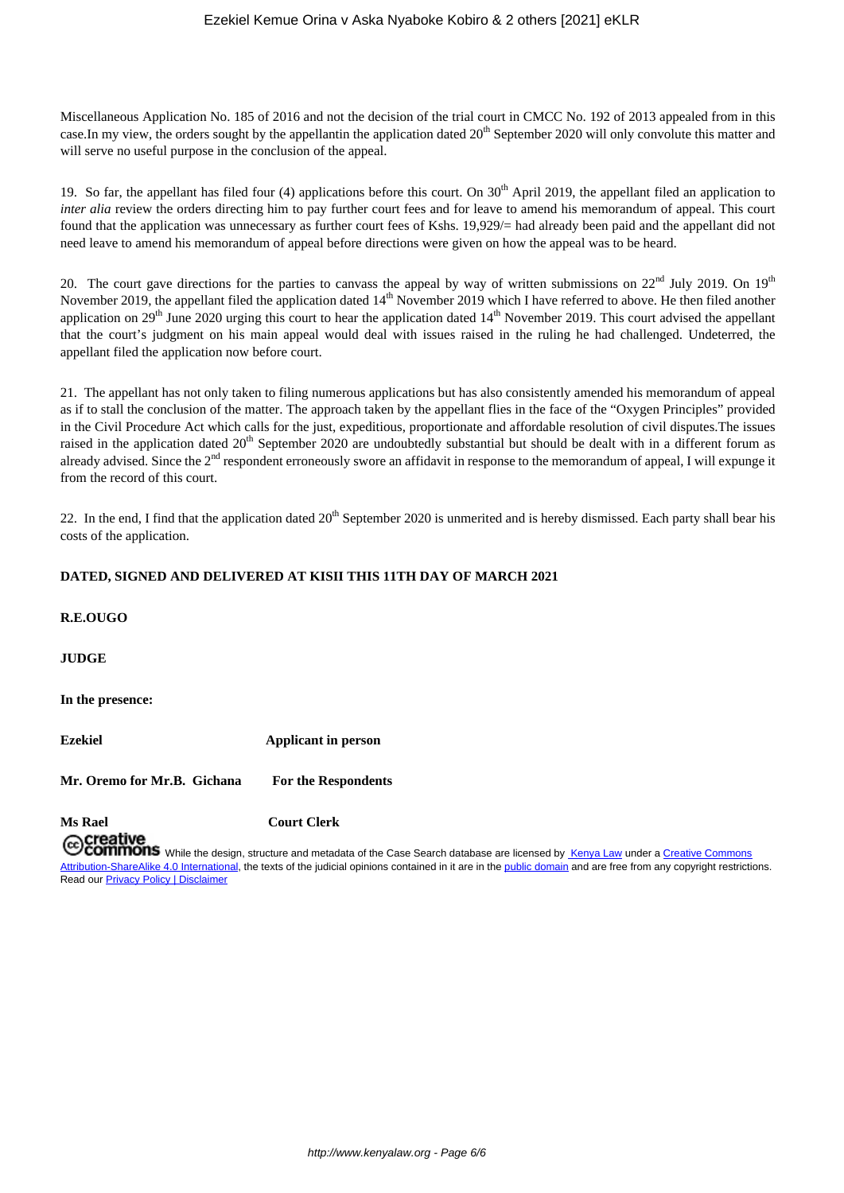Miscellaneous Application No. 185 of 2016 and not the decision of the trial court in CMCC No. 192 of 2013 appealed from in this case.In my view, the orders sought by the appellantin the application dated 20th September 2020 will only convolute this matter and will serve no useful purpose in the conclusion of the appeal.

19. So far, the appellant has filed four (4) applications before this court. On 30th April 2019, the appellant filed an application to *inter alia* review the orders directing him to pay further court fees and for leave to amend his memorandum of appeal. This court found that the application was unnecessary as further court fees of Kshs. 19,929/= had already been paid and the appellant did not need leave to amend his memorandum of appeal before directions were given on how the appeal was to be heard.

20. The court gave directions for the parties to canvass the appeal by way of written submissions on 22nd July 2019. On 19th November 2019, the appellant filed the application dated 14th November 2019 which I have referred to above. He then filed another application on 29th June 2020 urging this court to hear the application dated 14th November 2019. This court advised the appellant that the court's judgment on his main appeal would deal with issues raised in the ruling he had challenged. Undeterred, the appellant filed the application now before court.

21. The appellant has not only taken to filing numerous applications but has also consistently amended his memorandum of appeal as if to stall the conclusion of the matter. The approach taken by the appellant flies in the face of the "Oxygen Principles" provided in the Civil Procedure Act which calls for the just, expeditious, proportionate and affordable resolution of civil disputes.The issues raised in the application dated 20th September 2020 are undoubtedly substantial but should be dealt with in a different forum as already advised. Since the 2nd respondent erroneously swore an affidavit in response to the memorandum of appeal, I will expunge it from the record of this court.

22. In the end, I find that the application dated 20th September 2020 is unmerited and is hereby dismissed. Each party shall bear his costs of the application.

**DATED, SIGNED AND DELIVERED AT KISII THIS 11TH DAY OF MARCH 2021**

**R.E.OUGO**

**JUDGE**

**In the presence:**

**Ezekiel** **Applicant in person**

**Mr. Oremo for Mr.B. Gichana** **For the Respondents**

**Ms Rael** **Court Clerk**

While the design, structure and metadata of the Case Search database are licensed by Kenya Law under a Creative Commons Attribution-ShareAlike 4.0 International, the texts of the judicial opinions contained in it are in the public domain and are free from any copyright restrictions. Read our Privacy Policy | Disclaimer